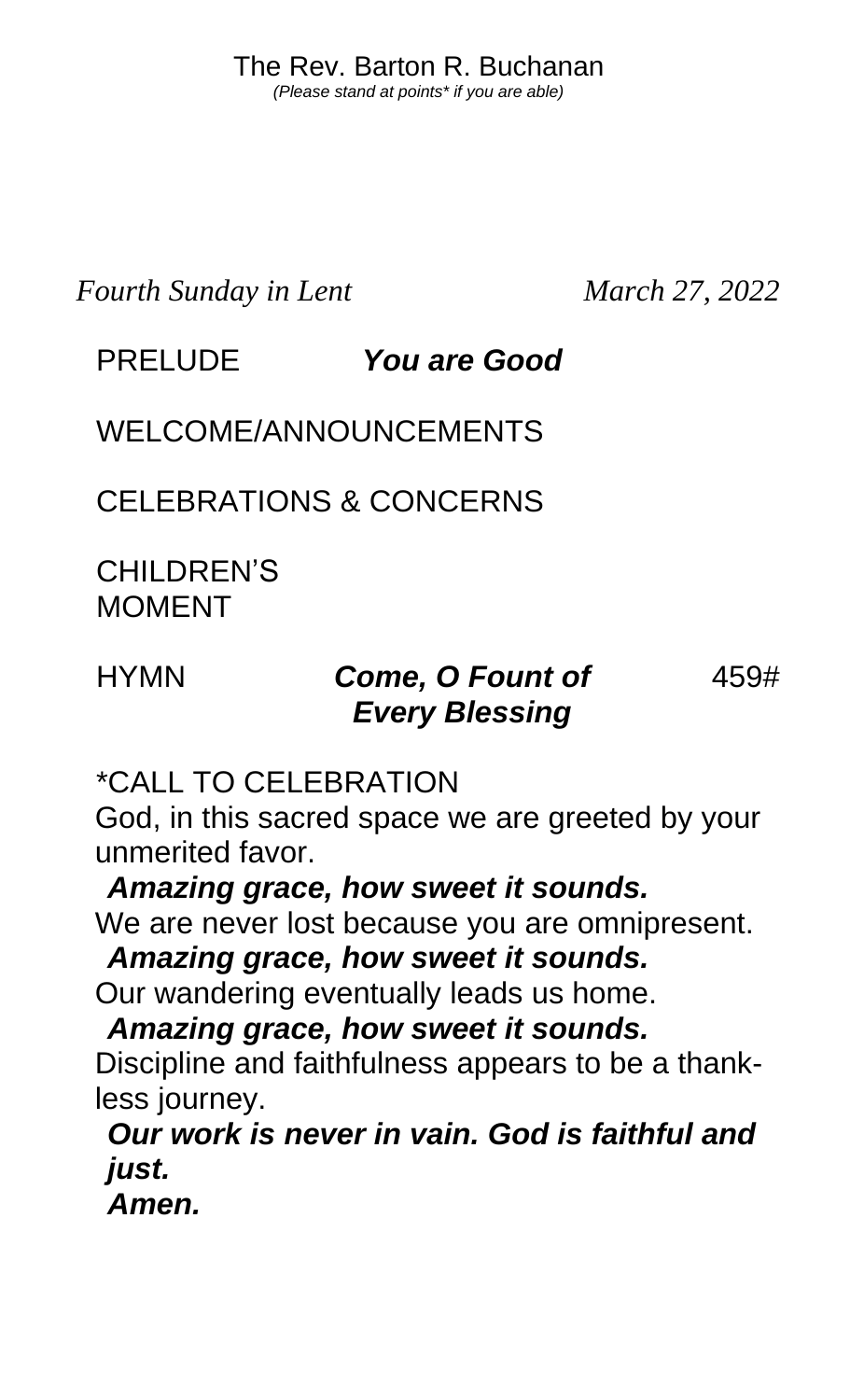The Rev. Barton R. Buchanan

*(Please stand at points* if you are able)*

*Fourth Sunday in Lent* *March 27, 2022*

PRELUDE ***You are Good***

WELCOME/ANNOUNCEMENTS

CELEBRATIONS & CONCERNS

CHILDREN'S MOMENT

HYMN ***Come, O Fount of Every Blessing*** 459#

*CALL TO CELEBRATION

God, in this sacred space we are greeted by your unmerited favor.

***Amazing grace, how sweet it sounds.***

We are never lost because you are omnipresent.

***Amazing grace, how sweet it sounds.***

Our wandering eventually leads us home.

***Amazing grace, how sweet it sounds.***

Discipline and faithfulness appears to be a thankless journey.

***Our work is never in vain. God is faithful and just.***

***Amen.***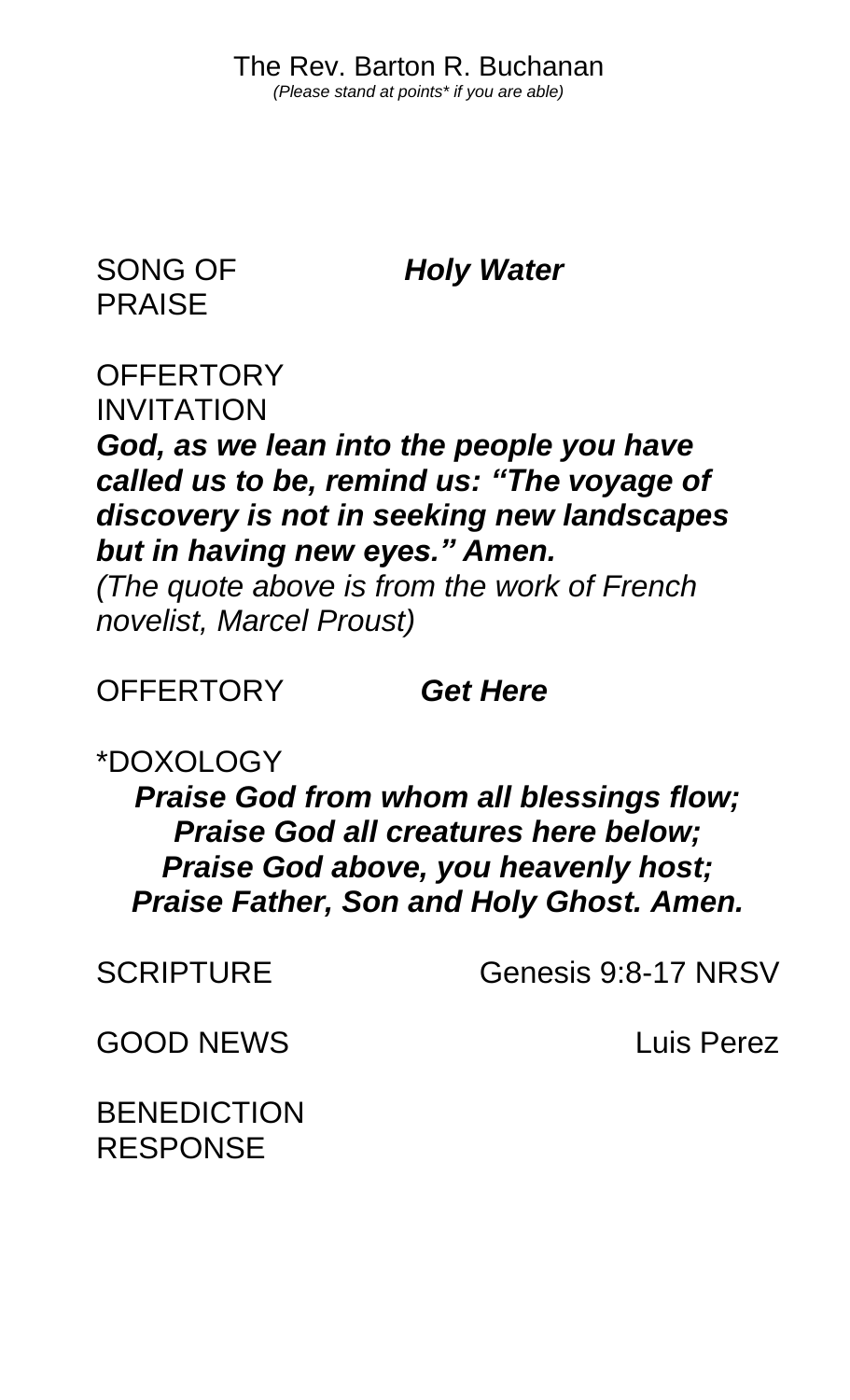The Rev. Barton R. Buchanan
*(Please stand at points* if you are able)*

SONG OF PRAISE ***Holy Water***

OFFERTORY INVITATION

***God, as we lean into the people you have called us to be, remind us: "The voyage of discovery is not in seeking new landscapes but in having new eyes." Amen.***

*(The quote above is from the work of French novelist, Marcel Proust)*

OFFERTORY ***Get Here***

*DOXOLOGY

***Praise God from whom all blessings flow;***
***Praise God all creatures here below;***
***Praise God above, you heavenly host;***
***Praise Father, Son and Holy Ghost. Amen.***

SCRIPTURE Genesis 9:8-17 NRSV

GOOD NEWS Luis Perez

BENEDICTION RESPONSE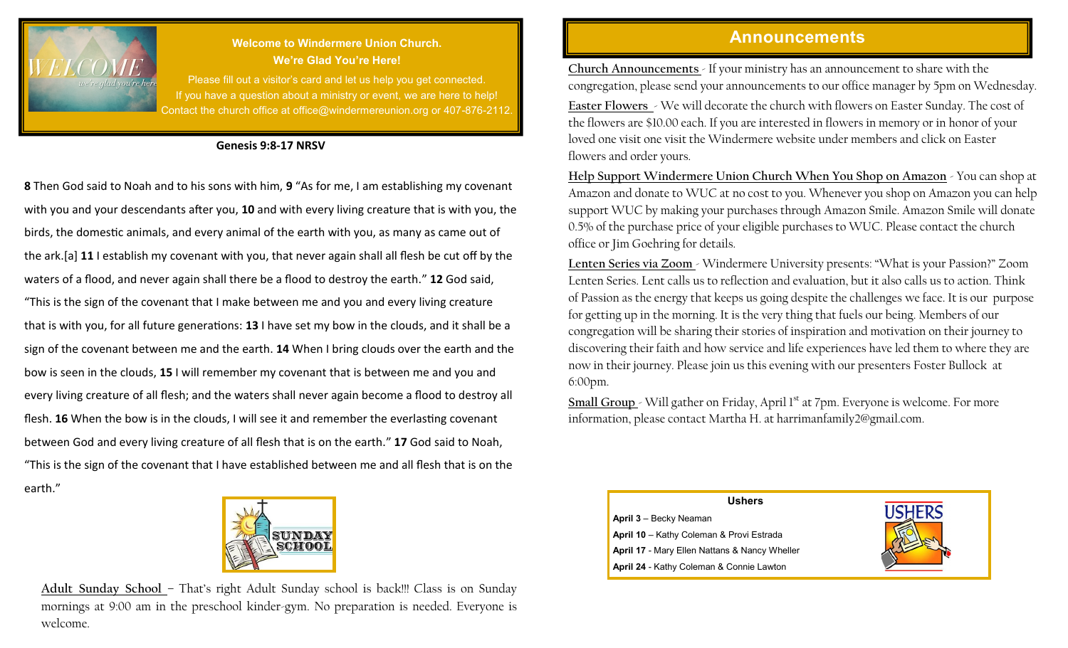**Welcome to Windermere Union Church.**
**We're Glad You're Here!**

Please fill out a visitor's card and let us help you get connected.
If you have a question about a ministry or event, we are here to help!
Contact the church office at office@windermereunion.org or 407-876-2112.

**Genesis 9:8-17 NRSV**

**8** Then God said to Noah and to his sons with him, **9** "As for me, I am establishing my covenant with you and your descendants after you, **10** and with every living creature that is with you, the birds, the domestic animals, and every animal of the earth with you, as many as came out of the ark.[a] **11** I establish my covenant with you, that never again shall all flesh be cut off by the waters of a flood, and never again shall there be a flood to destroy the earth." **12** God said, "This is the sign of the covenant that I make between me and you and every living creature that is with you, for all future generations: **13** I have set my bow in the clouds, and it shall be a sign of the covenant between me and the earth. **14** When I bring clouds over the earth and the bow is seen in the clouds, **15** I will remember my covenant that is between me and you and every living creature of all flesh; and the waters shall never again become a flood to destroy all flesh. **16** When the bow is in the clouds, I will see it and remember the everlasting covenant between God and every living creature of all flesh that is on the earth." **17** God said to Noah, "This is the sign of the covenant that I have established between me and all flesh that is on the earth."

**Adult Sunday School** – That's right Adult Sunday school is back!!! Class is on Sunday mornings at 9:00 am in the preschool kinder-gym. No preparation is needed. Everyone is welcome.

## Announcements

**Church Announcements** - If your ministry has an announcement to share with the congregation, please send your announcements to our office manager by 5pm on Wednesday.

**Easter Flowers** - We will decorate the church with flowers on Easter Sunday. The cost of the flowers are $10.00 each. If you are interested in flowers in memory or in honor of your loved one visit one visit the Windermere website under members and click on Easter flowers and order yours.

**Help Support Windermere Union Church When You Shop on Amazon** - You can shop at Amazon and donate to WUC at no cost to you. Whenever you shop on Amazon you can help support WUC by making your purchases through Amazon Smile. Amazon Smile will donate 0.5% of the purchase price of your eligible purchases to WUC. Please contact the church office or Jim Goehring for details.

**Lenten Series via Zoom** - Windermere University presents: "What is your Passion?" Zoom Lenten Series. Lent calls us to reflection and evaluation, but it also calls us to action. Think of Passion as the energy that keeps us going despite the challenges we face. It is our purpose for getting up in the morning. It is the very thing that fuels our being. Members of our congregation will be sharing their stories of inspiration and motivation on their journey to discovering their faith and how service and life experiences have led them to where they are now in their journey. Please join us this evening with our presenters Foster Bullock at 6:00pm.

**Small Group** - Will gather on Friday, April 1st at 7pm. Everyone is welcome. For more information, please contact Martha H. at harrimanfamily2@gmail.com.

**Ushers**

**April 3** – Becky Neaman
**April 10** – Kathy Coleman & Provi Estrada
**April 17** - Mary Ellen Nattans & Nancy Wheller
**April 24** - Kathy Coleman & Connie Lawton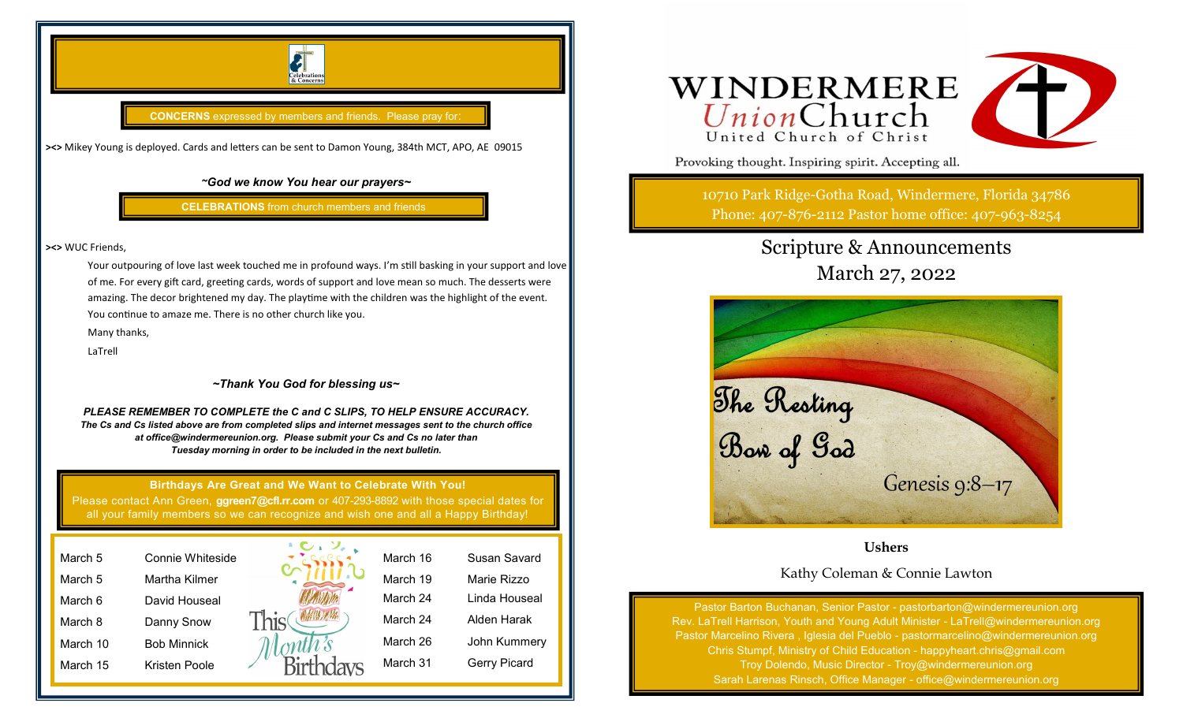**CONCERNS** expressed by members and friends. Please pray for:

**><>** Mikey Young is deployed. Cards and letters can be sent to Damon Young, 384th MCT, APO, AE 09015

***~God we know You hear our prayers~***

**CELEBRATIONS** from church members and friends

**><>** WUC Friends,

Your outpouring of love last week touched me in profound ways. I'm still basking in your support and love of me. For every gift card, greeting cards, words of support and love mean so much. The desserts were amazing. The decor brightened my day. The playtime with the children was the highlight of the event. You continue to amaze me. There is no other church like you.

Many thanks,

LaTrell

***~Thank You God for blessing us~***

***PLEASE REMEMBER TO COMPLETE the C and C SLIPS, TO HELP ENSURE ACCURACY.***
***The Cs and Cs listed above are from completed slips and internet messages sent to the church office at office@windermereunion.org. Please submit your Cs and Cs no later than Tuesday morning in order to be included in the next bulletin.***

**Birthdays Are Great and We Want to Celebrate With You!**
Please contact Ann Green, **ggreen7@cfl.rr.com** or 407-293-8892 with those special dates for all your family members so we can recognize and wish one and all a Happy Birthday!

### This Month's Birthdays

| Date | Name |
|---|---|
| March 5 | Connie Whiteside |
| March 5 | Martha Kilmer |
| March 6 | David Houseal |
| March 8 | Danny Snow |
| March 10 | Bob Minnick |
| March 15 | Kristen Poole |
| March 16 | Susan Savard |
| March 19 | Marie Rizzo |
| March 24 | Linda Houseal |
| March 24 | Alden Harak |
| March 26 | John Kummery |
| March 31 | Gerry Picard |

# WINDERMERE Union Church
United Church of Christ

Provoking thought. Inspiring spirit. Accepting all.

10710 Park Ridge-Gotha Road, Windermere, Florida 34786
Phone: 407-876-2112 Pastor home office: 407-963-8254

## Scripture & Announcements
## March 27, 2022

The Resting Bow of God
Genesis 9:8–17

**Ushers**

Kathy Coleman & Connie Lawton

Pastor Barton Buchanan, Senior Pastor - pastorbarton@windermereunion.org
Rev. LaTrell Harrison, Youth and Young Adult Minister - LaTrell@windermereunion.org
Pastor Marcelino Rivera , Iglesia del Pueblo - pastormarcelino@windermereunion.org
Chris Stumpf, Ministry of Child Education - happyheart.chris@gmail.com
Troy Dolendo, Music Director - Troy@windermereunion.org
Sarah Larenas Rinsch, Office Manager - office@windermereunion.org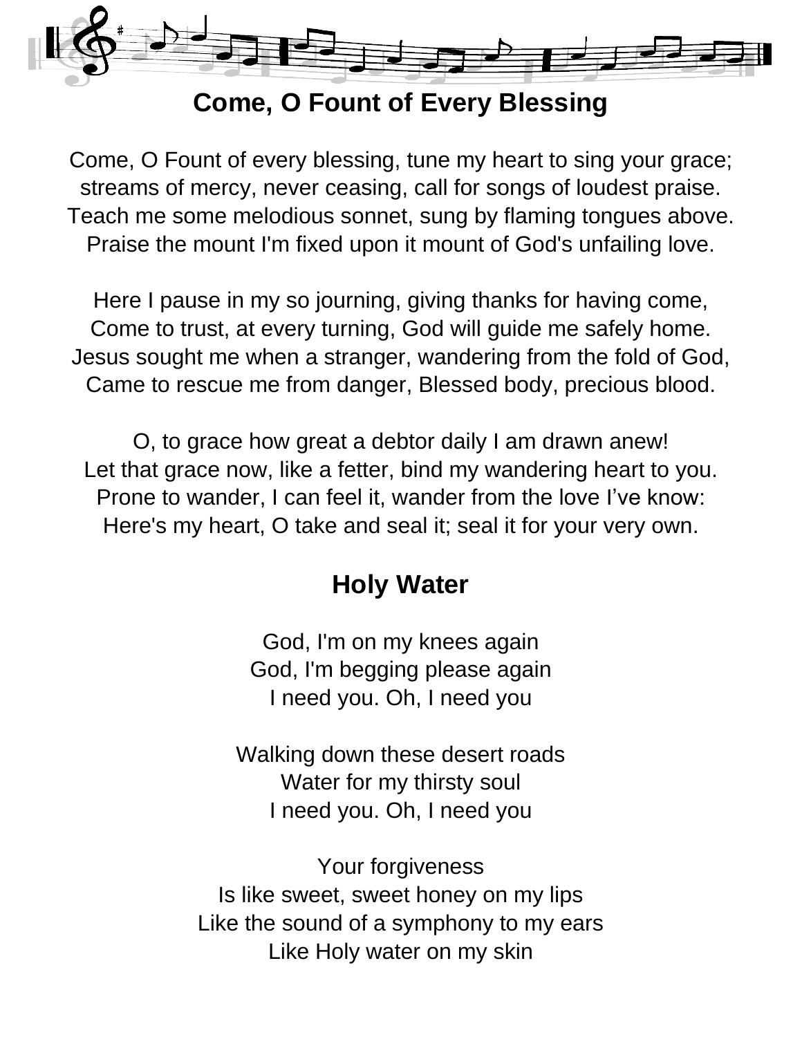## Come, O Fount of Every Blessing

Come, O Fount of every blessing, tune my heart to sing your grace;
streams of mercy, never ceasing, call for songs of loudest praise.
Teach me some melodious sonnet, sung by flaming tongues above.
Praise the mount I'm fixed upon it mount of God's unfailing love.

Here I pause in my so journing, giving thanks for having come,
Come to trust, at every turning, God will guide me safely home.
Jesus sought me when a stranger, wandering from the fold of God,
Came to rescue me from danger, Blessed body, precious blood.

O, to grace how great a debtor daily I am drawn anew!
Let that grace now, like a fetter, bind my wandering heart to you.
Prone to wander, I can feel it, wander from the love I've know:
Here's my heart, O take and seal it; seal it for your very own.

## Holy Water

God, I'm on my knees again
God, I'm begging please again
I need you. Oh, I need you

Walking down these desert roads
Water for my thirsty soul
I need you. Oh, I need you

Your forgiveness
Is like sweet, sweet honey on my lips
Like the sound of a symphony to my ears
Like Holy water on my skin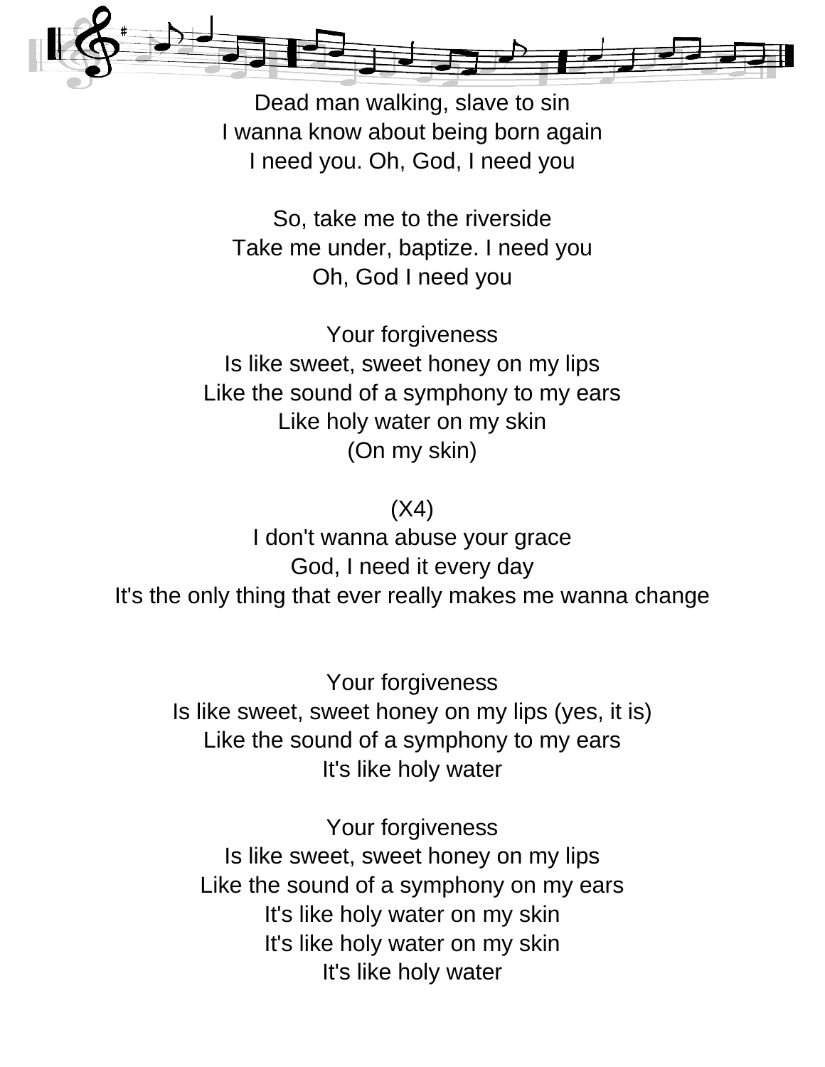Dead man walking, slave to sin
I wanna know about being born again
I need you. Oh, God, I need you

So, take me to the riverside
Take me under, baptize. I need you
Oh, God I need you

Your forgiveness
Is like sweet, sweet honey on my lips
Like the sound of a symphony to my ears
Like holy water on my skin
(On my skin)

(X4)
I don't wanna abuse your grace
God, I need it every day
It's the only thing that ever really makes me wanna change

Your forgiveness
Is like sweet, sweet honey on my lips (yes, it is)
Like the sound of a symphony to my ears
It's like holy water

Your forgiveness
Is like sweet, sweet honey on my lips
Like the sound of a symphony on my ears
It's like holy water on my skin
It's like holy water on my skin
It's like holy water